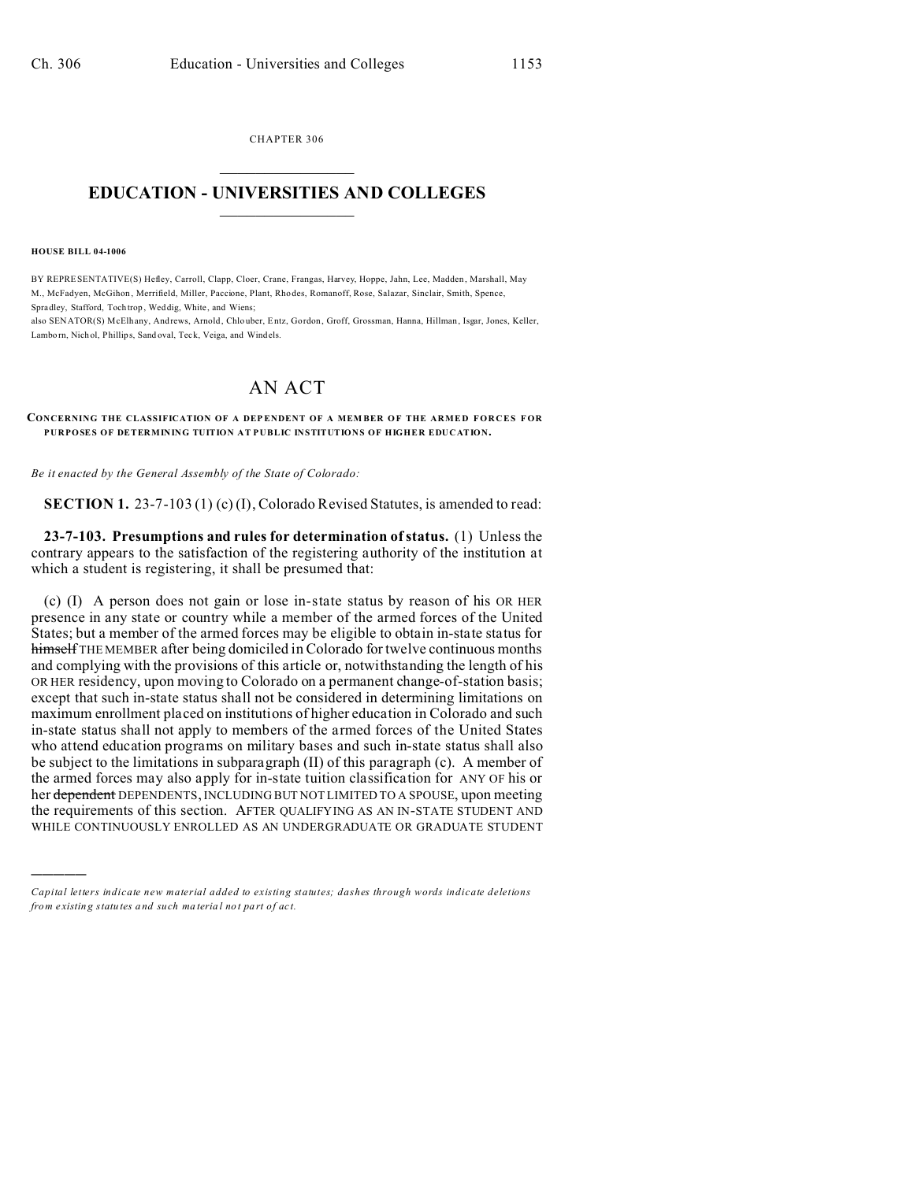CHAPTER 306

# EDUCATION - UNIVERSITIES AND COLLEGES

**HOUSE BILL 04-1006**

BY REPRESENTATIVE(S) Hefley, Carroll, Clapp, Cloer, Crane, Frangas, Harvey, Hoppe, Jahn, Lee, Madden, Marshall, May M., McFadyen, McGihon, Merrifield, Miller, Paccione, Plant, Rhodes, Romanoff, Rose, Salazar, Sinclair, Smith, Spence, Spradley, Stafford, Tochtrop, Weddig, White, and Wiens;
also SENATOR(S) McElhany, Andrews, Arnold, Chlouber, Entz, Gordon, Groff, Grossman, Hanna, Hillman, Isgar, Jones, Keller, Lamborn, Nichol, Phillips, Sandoval, Teck, Veiga, and Windels.

# AN ACT

**CONCERNING THE CLASSIFICATION OF A DEPENDENT OF A MEMBER OF THE ARMED FORCES FOR PURPOSES OF DETERMINING TUITION AT PUBLIC INSTITUTIONS OF HIGHER EDUCATION.**

*Be it enacted by the General Assembly of the State of Colorado:*

**SECTION 1.** 23-7-103 (1) (c) (I), Colorado Revised Statutes, is amended to read:

**23-7-103. Presumptions and rules for determination of status.** (1) Unless the contrary appears to the satisfaction of the registering authority of the institution at which a student is registering, it shall be presumed that:

(c) (I) A person does not gain or lose in-state status by reason of his OR HER presence in any state or country while a member of the armed forces of the United States; but a member of the armed forces may be eligible to obtain in-state status for ~~himself~~ THE MEMBER after being domiciled in Colorado for twelve continuous months and complying with the provisions of this article or, notwithstanding the length of his OR HER residency, upon moving to Colorado on a permanent change-of-station basis; except that such in-state status shall not be considered in determining limitations on maximum enrollment placed on institutions of higher education in Colorado and such in-state status shall not apply to members of the armed forces of the United States who attend education programs on military bases and such in-state status shall also be subject to the limitations in subparagraph (II) of this paragraph (c). A member of the armed forces may also apply for in-state tuition classification for ANY OF his or her ~~dependent~~ DEPENDENTS, INCLUDING BUT NOT LIMITED TO A SPOUSE, upon meeting the requirements of this section. AFTER QUALIFYING AS AN IN-STATE STUDENT AND WHILE CONTINUOUSLY ENROLLED AS AN UNDERGRADUATE OR GRADUATE STUDENT

*Capital letters indicate new material added to existing statutes; dashes through words indicate deletions from existing statutes and such material not part of act.*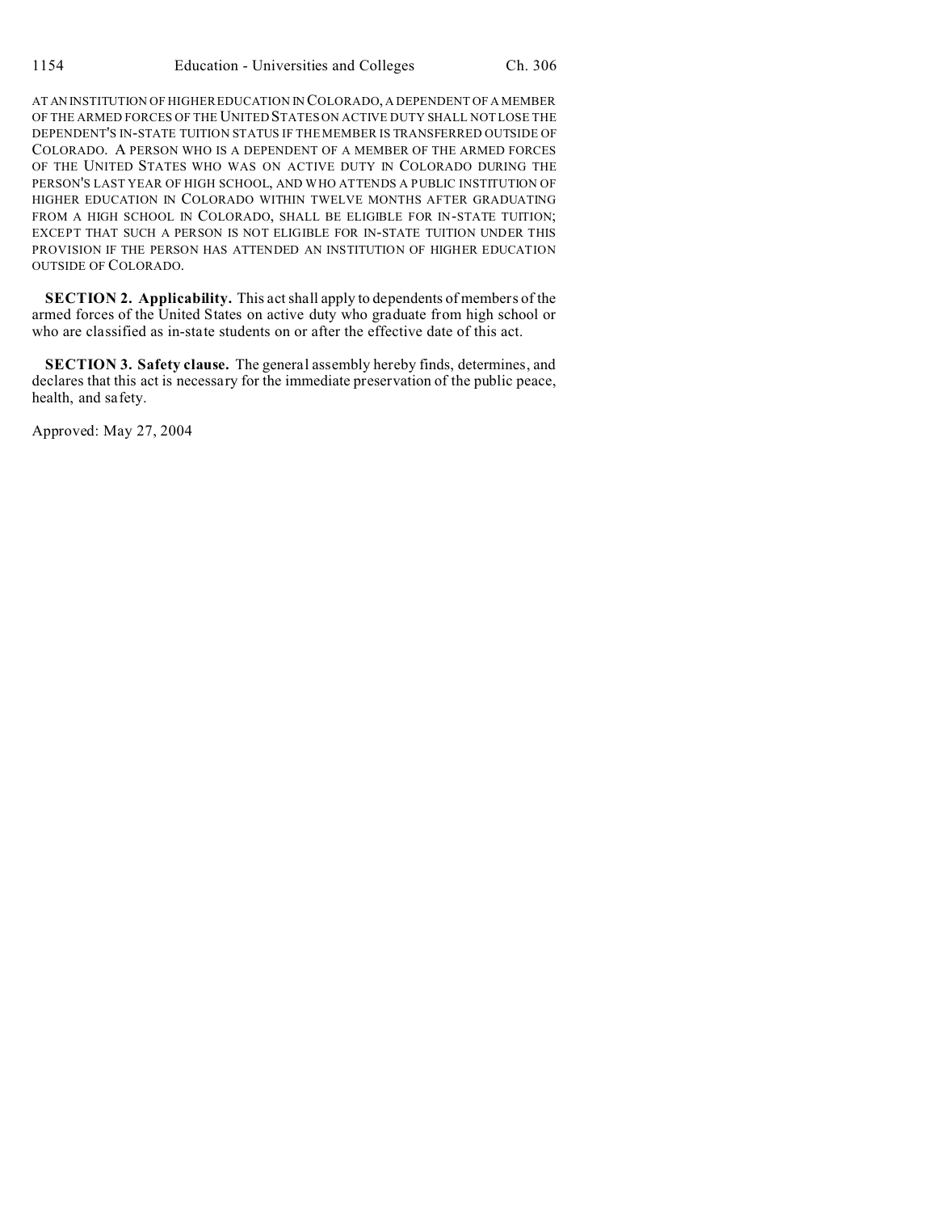AT AN INSTITUTION OF HIGHER EDUCATION IN COLORADO, A DEPENDENT OF A MEMBER OF THE ARMED FORCES OF THE UNITED STATES ON ACTIVE DUTY SHALL NOT LOSE THE DEPENDENT'S IN-STATE TUITION STATUS IF THE MEMBER IS TRANSFERRED OUTSIDE OF COLORADO. A PERSON WHO IS A DEPENDENT OF A MEMBER OF THE ARMED FORCES OF THE UNITED STATES WHO WAS ON ACTIVE DUTY IN COLORADO DURING THE PERSON'S LAST YEAR OF HIGH SCHOOL, AND WHO ATTENDS A PUBLIC INSTITUTION OF HIGHER EDUCATION IN COLORADO WITHIN TWELVE MONTHS AFTER GRADUATING FROM A HIGH SCHOOL IN COLORADO, SHALL BE ELIGIBLE FOR IN-STATE TUITION; EXCEPT THAT SUCH A PERSON IS NOT ELIGIBLE FOR IN-STATE TUITION UNDER THIS PROVISION IF THE PERSON HAS ATTENDED AN INSTITUTION OF HIGHER EDUCATION OUTSIDE OF COLORADO.

**SECTION 2. Applicability.** This act shall apply to dependents of members of the armed forces of the United States on active duty who graduate from high school or who are classified as in-state students on or after the effective date of this act.

**SECTION 3. Safety clause.** The general assembly hereby finds, determines, and declares that this act is necessary for the immediate preservation of the public peace, health, and safety.

Approved: May 27, 2004